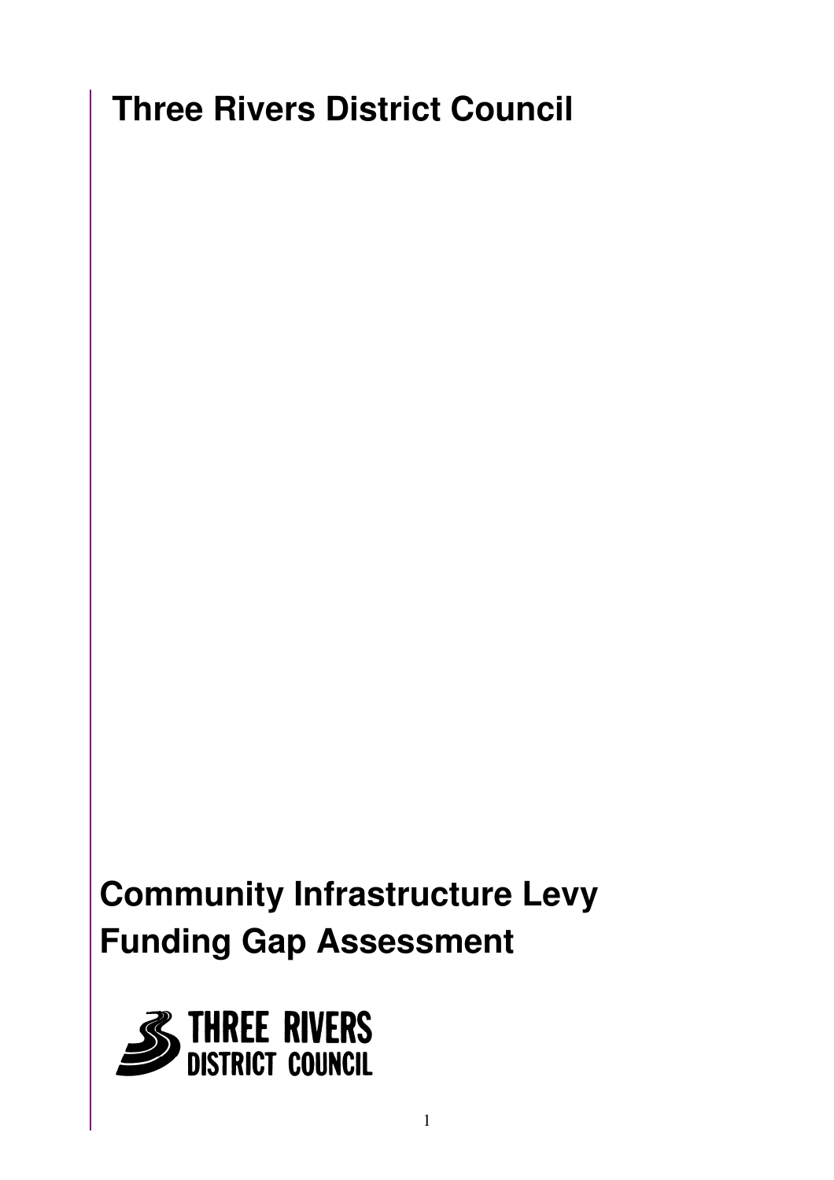# Three Rivers District Council

# Community Infrastructure Levy Funding Gap Assessment

THREE RIVERS DISTRICT COUNCIL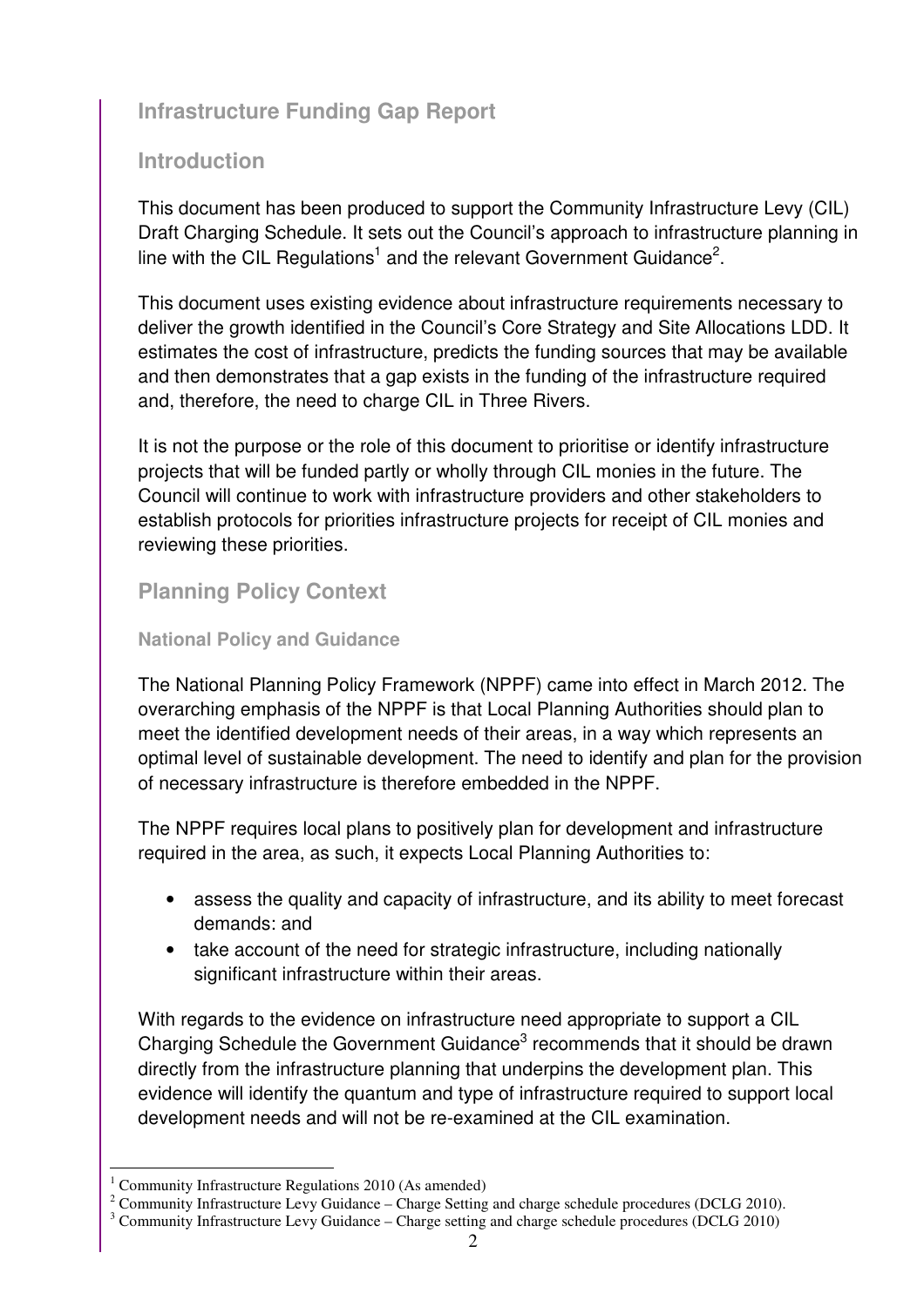## Infrastructure Funding Gap Report

### Introduction

This document has been produced to support the Community Infrastructure Levy (CIL) Draft Charging Schedule. It sets out the Council's approach to infrastructure planning in line with the CIL Regulations[1] and the relevant Government Guidance[2].

This document uses existing evidence about infrastructure requirements necessary to deliver the growth identified in the Council's Core Strategy and Site Allocations LDD. It estimates the cost of infrastructure, predicts the funding sources that may be available and then demonstrates that a gap exists in the funding of the infrastructure required and, therefore, the need to charge CIL in Three Rivers.

It is not the purpose or the role of this document to prioritise or identify infrastructure projects that will be funded partly or wholly through CIL monies in the future. The Council will continue to work with infrastructure providers and other stakeholders to establish protocols for priorities infrastructure projects for receipt of CIL monies and reviewing these priorities.

### Planning Policy Context

#### National Policy and Guidance

The National Planning Policy Framework (NPPF) came into effect in March 2012. The overarching emphasis of the NPPF is that Local Planning Authorities should plan to meet the identified development needs of their areas, in a way which represents an optimal level of sustainable development. The need to identify and plan for the provision of necessary infrastructure is therefore embedded in the NPPF.

The NPPF requires local plans to positively plan for development and infrastructure required in the area, as such, it expects Local Planning Authorities to:

- assess the quality and capacity of infrastructure, and its ability to meet forecast demands: and
- take account of the need for strategic infrastructure, including nationally significant infrastructure within their areas.

With regards to the evidence on infrastructure need appropriate to support a CIL Charging Schedule the Government Guidance[3] recommends that it should be drawn directly from the infrastructure planning that underpins the development plan. This evidence will identify the quantum and type of infrastructure required to support local development needs and will not be re-examined at the CIL examination.

---

[1] Community Infrastructure Regulations 2010 (As amended)

[2] Community Infrastructure Levy Guidance – Charge Setting and charge schedule procedures (DCLG 2010).

[3] Community Infrastructure Levy Guidance – Charge setting and charge schedule procedures (DCLG 2010)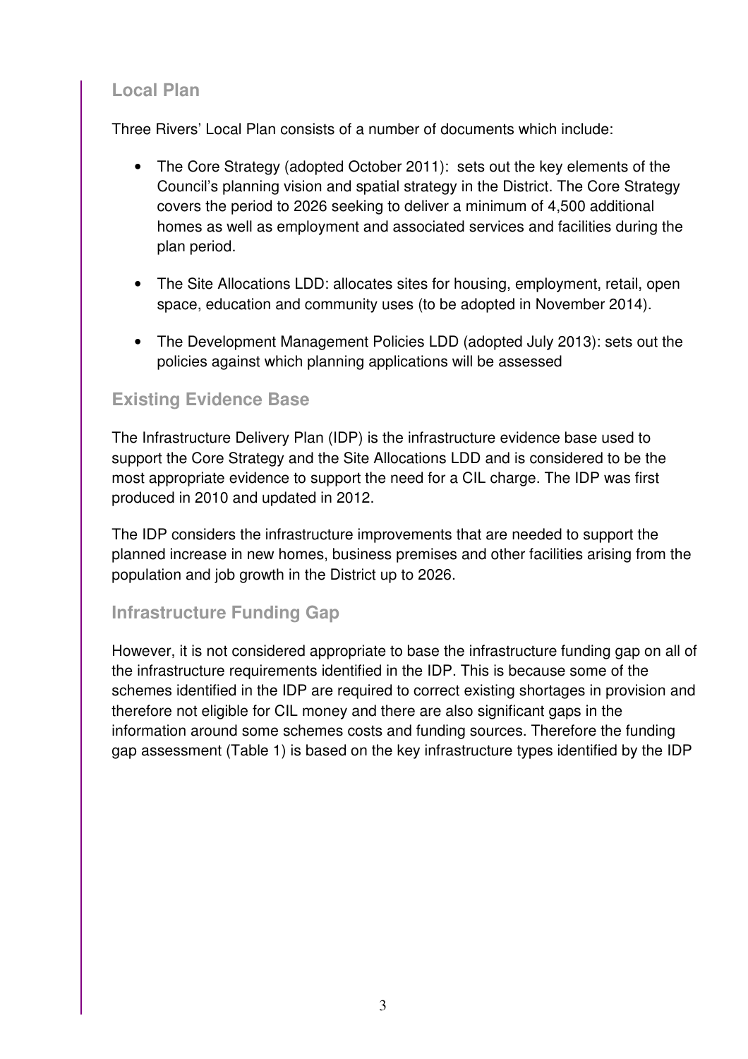## Local Plan

Three Rivers' Local Plan consists of a number of documents which include:

- The Core Strategy (adopted October 2011): sets out the key elements of the Council's planning vision and spatial strategy in the District. The Core Strategy covers the period to 2026 seeking to deliver a minimum of 4,500 additional homes as well as employment and associated services and facilities during the plan period.
- The Site Allocations LDD: allocates sites for housing, employment, retail, open space, education and community uses (to be adopted in November 2014).
- The Development Management Policies LDD (adopted July 2013): sets out the policies against which planning applications will be assessed

## Existing Evidence Base

The Infrastructure Delivery Plan (IDP) is the infrastructure evidence base used to support the Core Strategy and the Site Allocations LDD and is considered to be the most appropriate evidence to support the need for a CIL charge. The IDP was first produced in 2010 and updated in 2012.

The IDP considers the infrastructure improvements that are needed to support the planned increase in new homes, business premises and other facilities arising from the population and job growth in the District up to 2026.

## Infrastructure Funding Gap

However, it is not considered appropriate to base the infrastructure funding gap on all of the infrastructure requirements identified in the IDP. This is because some of the schemes identified in the IDP are required to correct existing shortages in provision and therefore not eligible for CIL money and there are also significant gaps in the information around some schemes costs and funding sources. Therefore the funding gap assessment (Table 1) is based on the key infrastructure types identified by the IDP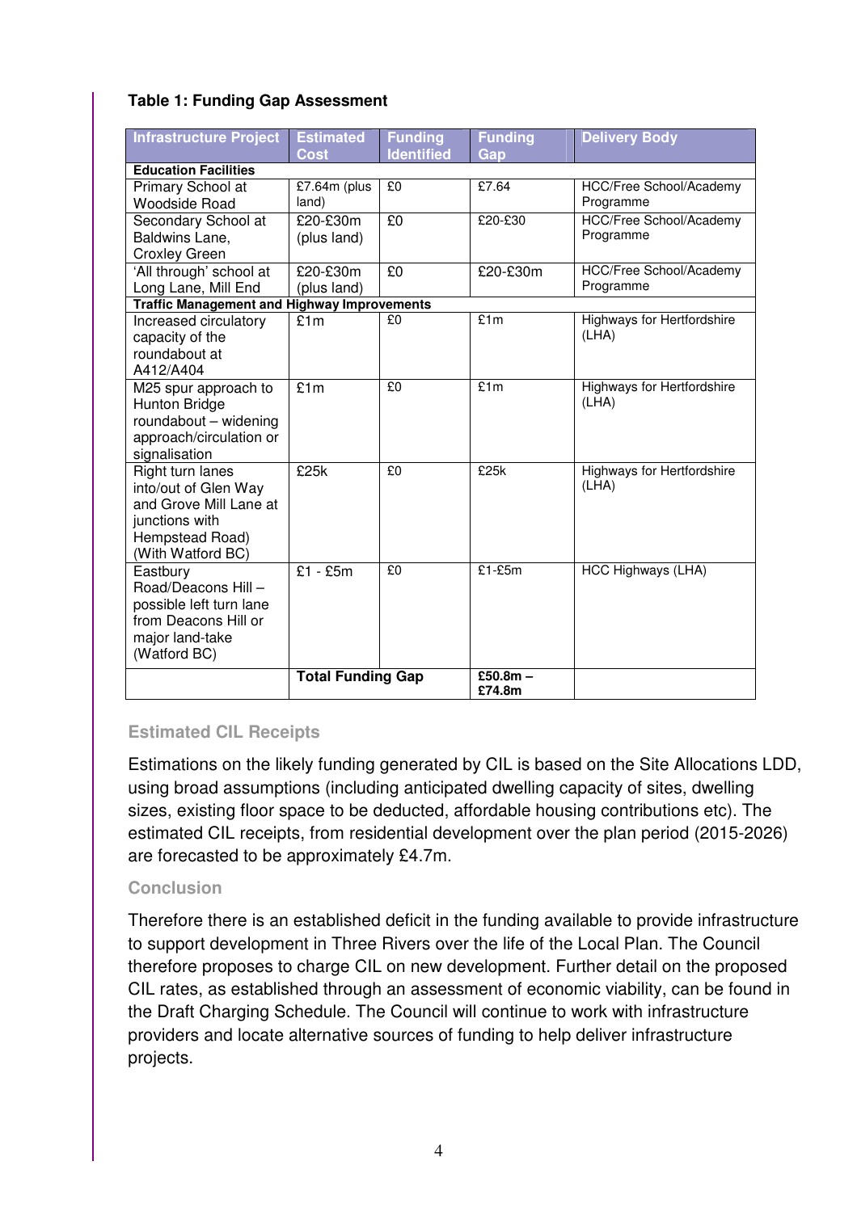**Table 1: Funding Gap Assessment**

| Infrastructure Project | Estimated Cost | Funding Identified | Funding Gap | Delivery Body |
|---|---|---|---|---|
| **Education Facilities** | | | | |
| Primary School at Woodside Road | £7.64m (plus land) | £0 | £7.64 | HCC/Free School/Academy Programme |
| Secondary School at Baldwins Lane, Croxley Green | £20-£30m (plus land) | £0 | £20-£30 | HCC/Free School/Academy Programme |
| 'All through' school at Long Lane, Mill End | £20-£30m (plus land) | £0 | £20-£30m | HCC/Free School/Academy Programme |
| **Traffic Management and Highway Improvements** | | | | |
| Increased circulatory capacity of the roundabout at A412/A404 | £1m | £0 | £1m | Highways for Hertfordshire (LHA) |
| M25 spur approach to Hunton Bridge roundabout – widening approach/circulation or signalisation | £1m | £0 | £1m | Highways for Hertfordshire (LHA) |
| Right turn lanes into/out of Glen Way and Grove Mill Lane at junctions with Hempstead Road) (With Watford BC) | £25k | £0 | £25k | Highways for Hertfordshire (LHA) |
| Eastbury Road/Deacons Hill – possible left turn lane from Deacons Hill or major land-take (Watford BC) | £1 - £5m | £0 | £1-£5m | HCC Highways (LHA) |
| | **Total Funding Gap** | | **£50.8m – £74.8m** | |

### Estimated CIL Receipts

Estimations on the likely funding generated by CIL is based on the Site Allocations LDD, using broad assumptions (including anticipated dwelling capacity of sites, dwelling sizes, existing floor space to be deducted, affordable housing contributions etc). The estimated CIL receipts, from residential development over the plan period (2015-2026) are forecasted to be approximately £4.7m.

### Conclusion

Therefore there is an established deficit in the funding available to provide infrastructure to support development in Three Rivers over the life of the Local Plan. The Council therefore proposes to charge CIL on new development. Further detail on the proposed CIL rates, as established through an assessment of economic viability, can be found in the Draft Charging Schedule. The Council will continue to work with infrastructure providers and locate alternative sources of funding to help deliver infrastructure projects.